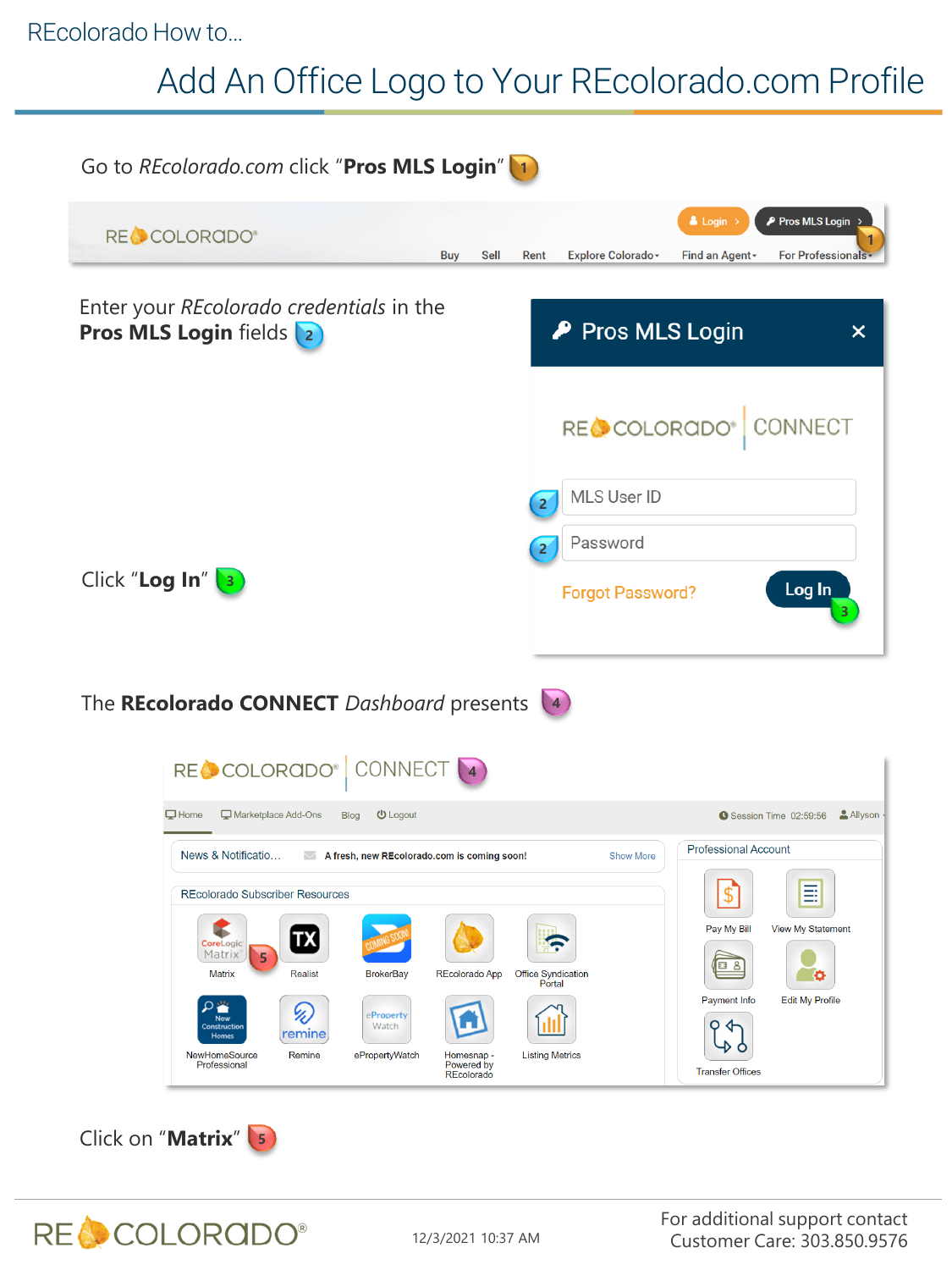REcolorado How to...

# Add An Office Logo to Your REcolorado.com Profile

Go to *REcolorado.com* click "**Pros MLS Login**" 1

Enter your *REcolorado credentials* in the **Pros MLS Login** fields 2

Click "**Log In**" 3

The **REcolorado CONNECT** *Dashboard* presents 4

Click on "**Matrix**" 5

12/3/2021 10:37 AM

For additional support contact
Customer Care: 303.850.9576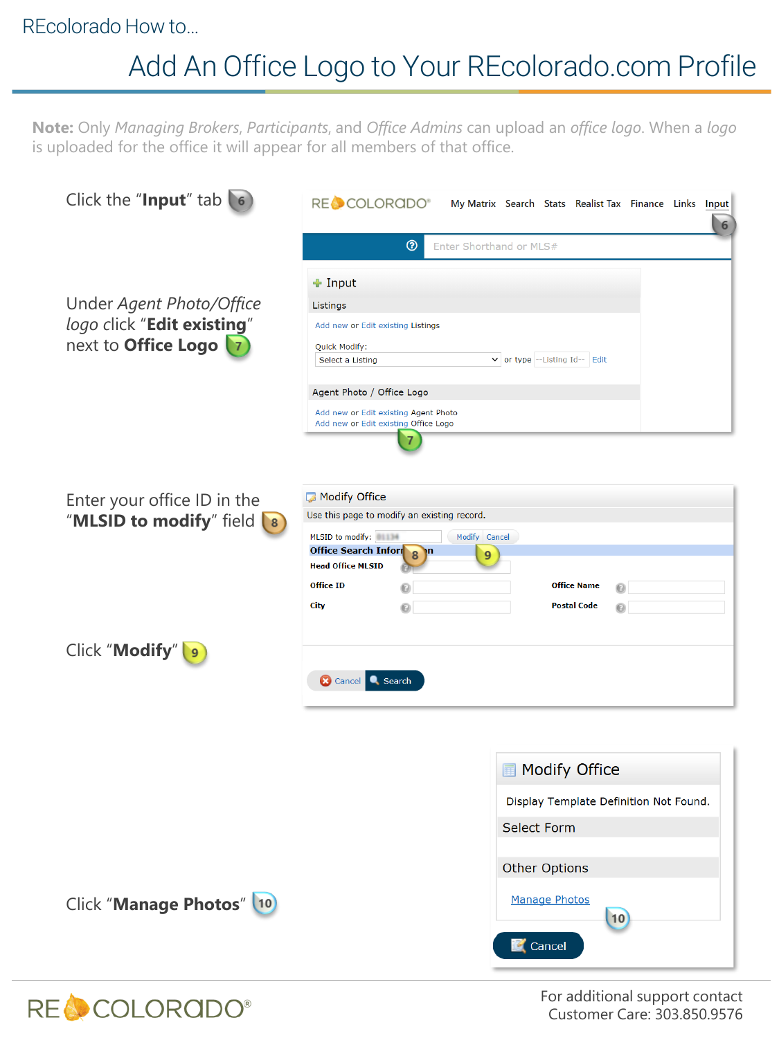REcolorado How to...

# Add An Office Logo to Your REcolorado.com Profile

**Note:** Only *Managing Brokers*, *Participants*, and *Office Admins* can upload an *office logo*. When a *logo* is uploaded for the office it will appear for all members of that office.

Click the "**Input**" tab 6

Under *Agent Photo/Office logo* click "**Edit existing**" next to **Office Logo** 7

Enter your office ID in the "**MLSID to modify**" field 8

Click "**Modify**" 9

Click "**Manage Photos**" 10

For additional support contact
Customer Care: 303.850.9576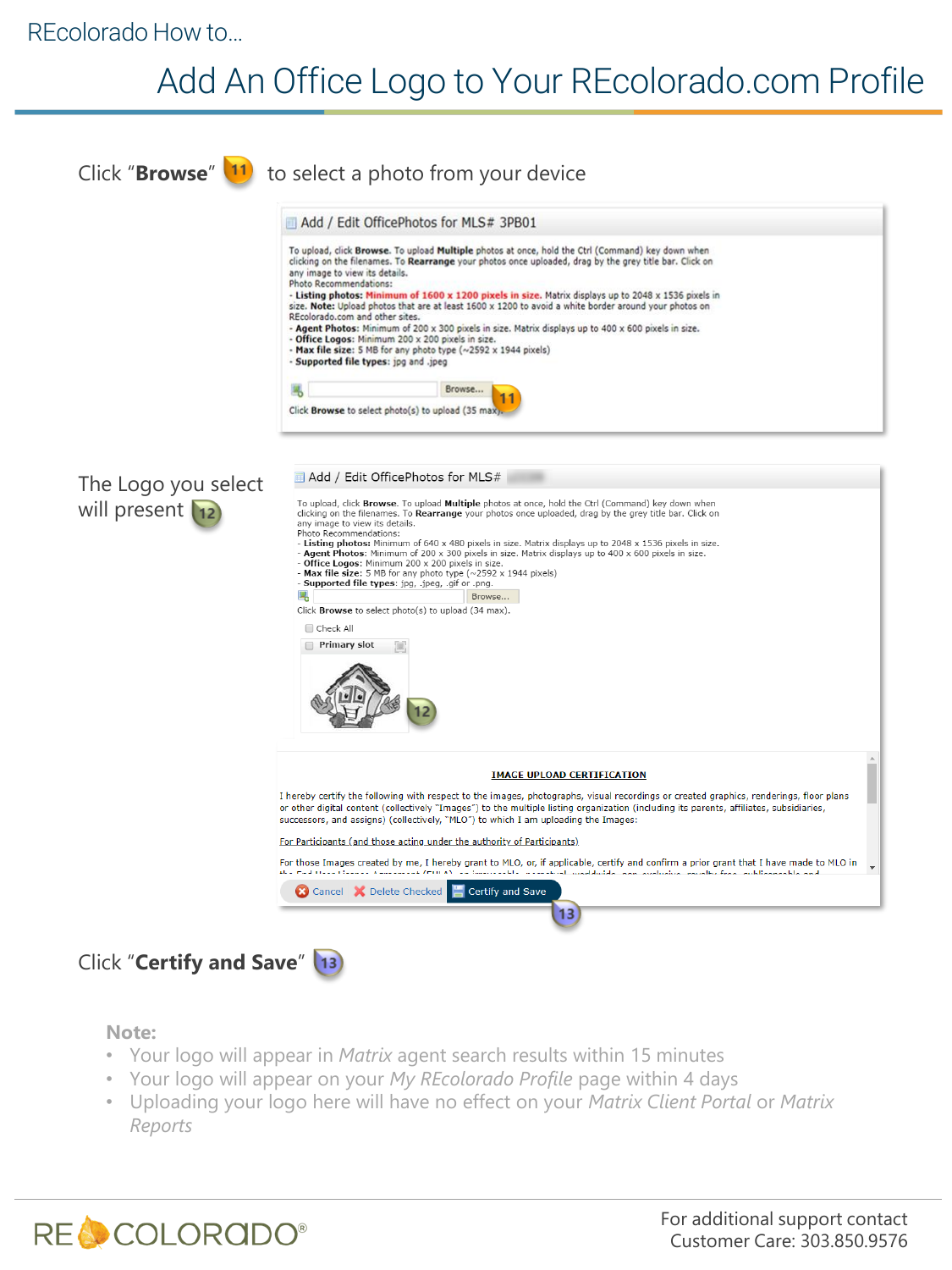REcolorado How to...

# Add An Office Logo to Your REcolorado.com Profile

Click "**Browse**" 11 to select a photo from your device

Add / Edit OfficePhotos for MLS# 3PB01

To upload, click **Browse**. To upload **Multiple** photos at once, hold the Ctrl (Command) key down when clicking on the filenames. To **Rearrange** your photos once uploaded, drag by the grey title bar. Click on any image to view its details.
Photo Recommendations:
- **Listing photos: Minimum of 1600 x 1200 pixels in size.** Matrix displays up to 2048 x 1536 pixels in size. **Note:** Upload photos that are at least 1600 x 1200 to avoid a white border around your photos on REcolorado.com and other sites.
- **Agent Photos:** Minimum of 200 x 300 pixels in size. Matrix displays up to 400 x 600 pixels in size.
- **Office Logos:** Minimum 200 x 200 pixels in size.
- **Max file size:** 5 MB for any photo type (~2592 x 1944 pixels)
- **Supported file types:** jpg and .jpeg

Browse... 11

Click **Browse** to select photo(s) to upload (35 max).

The Logo you select will present 12

Add / Edit OfficePhotos for MLS#

To upload, click **Browse**. To upload **Multiple** photos at once, hold the Ctrl (Command) key down when clicking on the filenames. To **Rearrange** your photos once uploaded, drag by the grey title bar. Click on any image to view its details.
Photo Recommendations:
- **Listing photos:** Minimum of 640 x 480 pixels in size. Matrix displays up to 2048 x 1536 pixels in size.
- **Agent Photos:** Minimum of 200 x 300 pixels in size. Matrix displays up to 400 x 600 pixels in size.
- **Office Logos:** Minimum 200 x 200 pixels in size.
- **Max file size:** 5 MB for any photo type (~2592 x 1944 pixels)
- **Supported file types:** jpg, .jpeg, .gif or .png.

Browse...

Click **Browse** to select photo(s) to upload (34 max).

Check All

Primary slot 12

IMAGE UPLOAD CERTIFICATION

I hereby certify the following with respect to the images, photographs, visual recordings or created graphics, renderings, floor plans or other digital content (collectively "Images") to the multiple listing organization (including its parents, affiliates, subsidiaries, successors, and assigns) (collectively, "MLO") to which I am uploading the Images:

For Participants (and those acting under the authority of Participants)

For those Images created by me, I hereby grant to MLO, or, if applicable, certify and confirm a prior grant that I have made to MLO in

Cancel | Delete Checked | Certify and Save 13

Click "**Certify and Save**" 13

**Note:**

- Your logo will appear in *Matrix* agent search results within 15 minutes
- Your logo will appear on your *My REcolorado Profile* page within 4 days
- Uploading your logo here will have no effect on your *Matrix Client Portal* or *Matrix Reports*

RE COLORADO®

For additional support contact
Customer Care: 303.850.9576